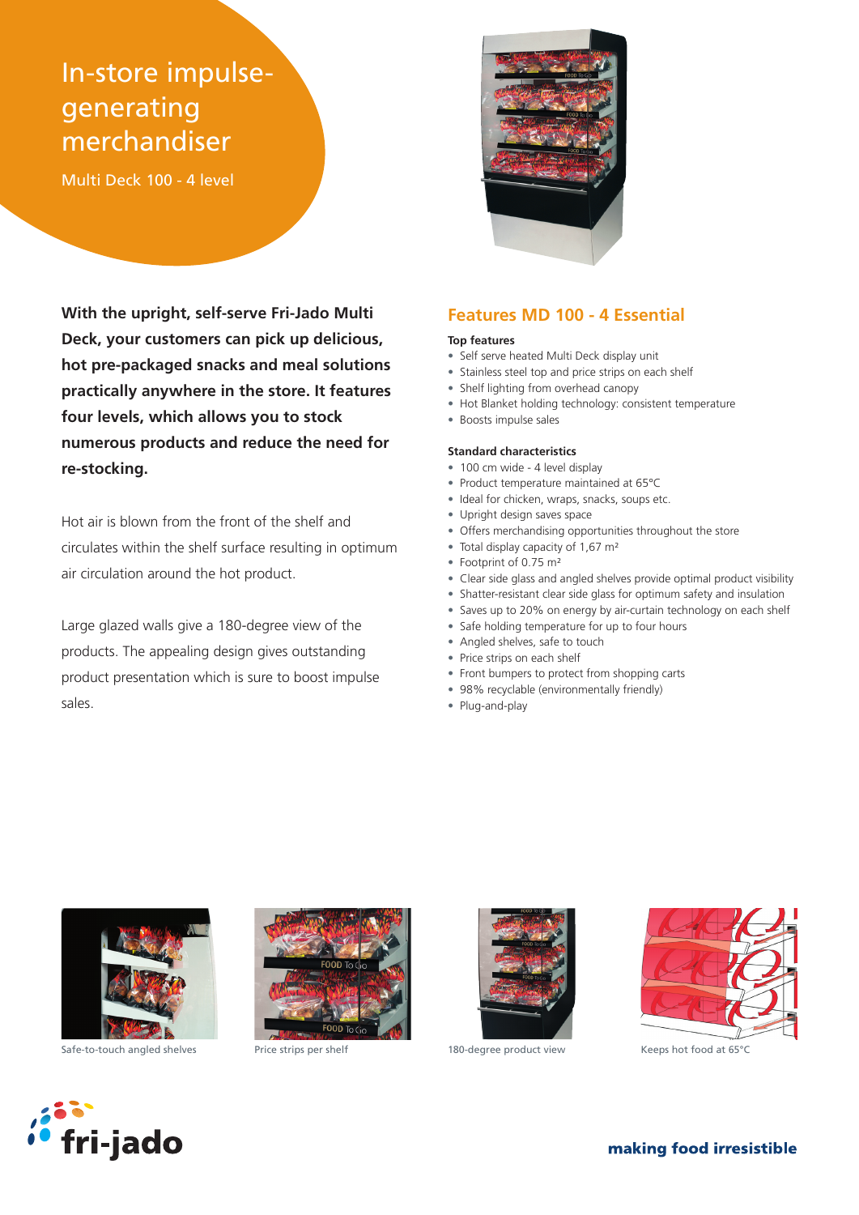# In-store impulse-generating merchandiser

Multi Deck 100 - 4 level

**With the upright, self-serve Fri-Jado Multi Deck, your customers can pick up delicious, hot pre-packaged snacks and meal solutions practically anywhere in the store. It features four levels, which allows you to stock numerous products and reduce the need for re-stocking.**

Hot air is blown from the front of the shelf and circulates within the shelf surface resulting in optimum air circulation around the hot product.

Large glazed walls give a 180-degree view of the products. The appealing design gives outstanding product presentation which is sure to boost impulse sales.

## Features MD 100 - 4 Essential

### Top features

- Self serve heated Multi Deck display unit
- Stainless steel top and price strips on each shelf
- Shelf lighting from overhead canopy
- Hot Blanket holding technology: consistent temperature
- Boosts impulse sales

### Standard characteristics

- 100 cm wide - 4 level display
- Product temperature maintained at 65°C
- Ideal for chicken, wraps, snacks, soups etc.
- Upright design saves space
- Offers merchandising opportunities throughout the store
- Total display capacity of 1,67 m²
- Footprint of 0.75 m²
- Clear side glass and angled shelves provide optimal product visibility
- Shatter-resistant clear side glass for optimum safety and insulation
- Saves up to 20% on energy by air-curtain technology on each shelf
- Safe holding temperature for up to four hours
- Angled shelves, safe to touch
- Price strips on each shelf
- Front bumpers to protect from shopping carts
- 98% recyclable (environmentally friendly)
- Plug-and-play

Safe-to-touch angled shelves

Price strips per shelf

180-degree product view

Keeps hot food at 65°C

fri-jado

**making food irresistible**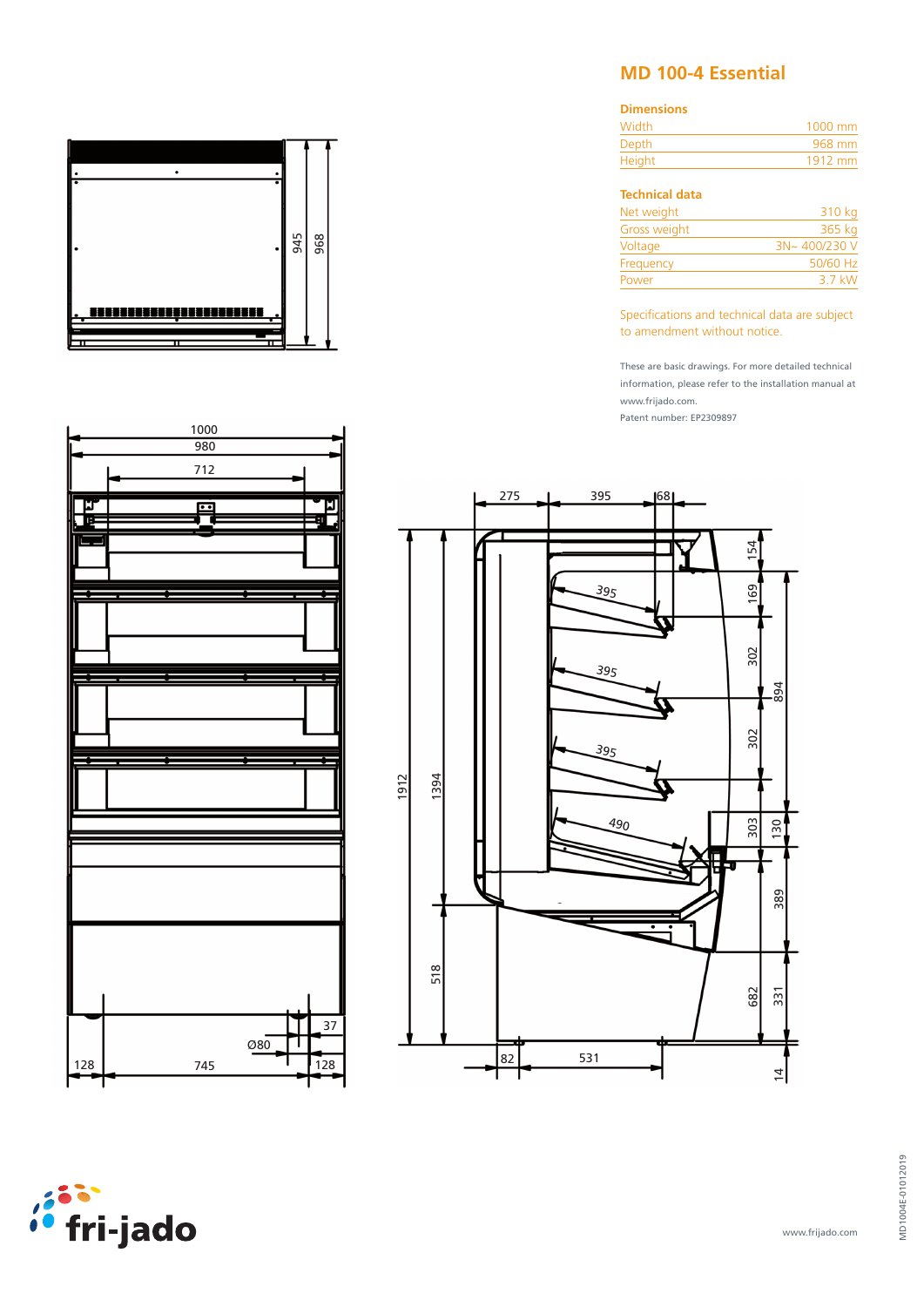# MD 100-4 Essential

## Dimensions

| | |
|---|---|
| Width | 1000 mm |
| Depth | 968 mm |
| Height | 1912 mm |

## Technical data

| | |
|---|---|
| Net weight | 310 kg |
| Gross weight | 365 kg |
| Voltage | 3N~ 400/230 V |
| Frequency | 50/60 Hz |
| Power | 3.7 kW |

Specifications and technical data are subject to amendment without notice.

These are basic drawings. For more detailed technical information, please refer to the installation manual at www.frijado.com.

Patent number: EP2309897

945
968

1000
980
712
128
745
Ø80
37
128

275
395
68
395
395
395
490
154
169
302
302
303
894
130
389
331
682
14
1912
1394
518
82
531

fri-jado

www.frijado.com

MD1004E-01012019